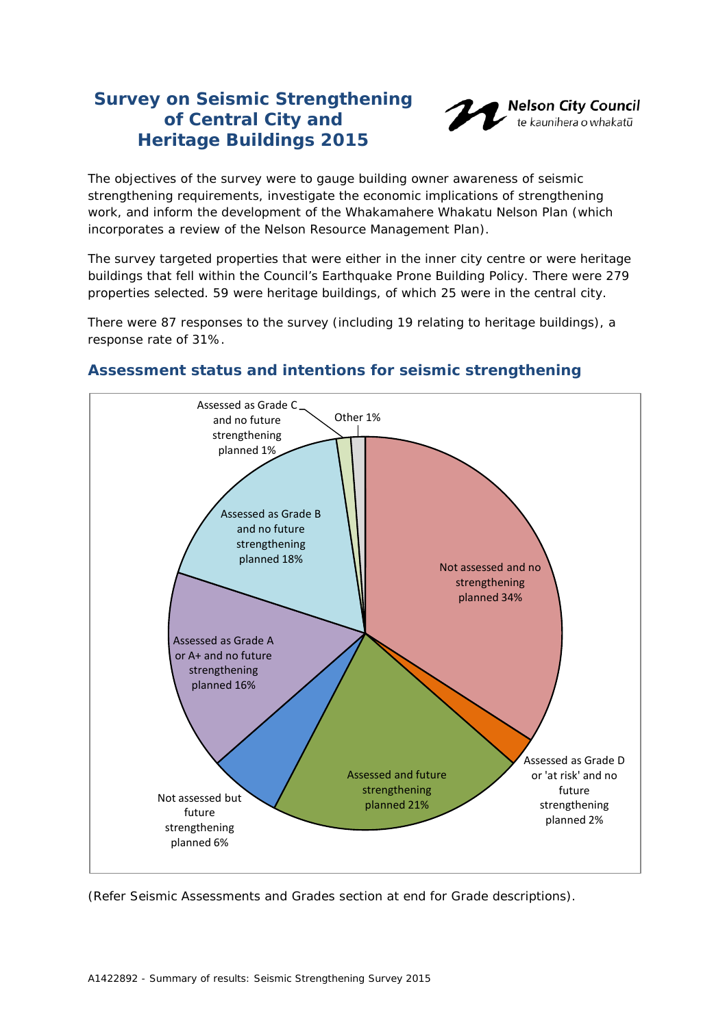# Survey on Seismic Strengthening of Central City and Heritage Buildings 2015

**Nelson City Council**
*te kaunihera o whakatū*

The objectives of the survey were to gauge building owner awareness of seismic strengthening requirements, investigate the economic implications of strengthening work, and inform the development of the Whakamahere Whakatu Nelson Plan (which incorporates a review of the Nelson Resource Management Plan).

The survey targeted properties that were either in the inner city centre or were heritage buildings that fell within the Council's Earthquake Prone Building Policy. There were 279 properties selected. 59 were heritage buildings, of which 25 were in the central city.

There were 87 responses to the survey (including 19 relating to heritage buildings), a response rate of 31%.

## Assessment status and intentions for seismic strengthening

- Not assessed and no strengthening planned 34%
- Assessed as Grade D or 'at risk' and no future strengthening planned 2%
- Assessed and future strengthening planned 21%
- Not assessed but future strengthening planned 6%
- Assessed as Grade A or A+ and no future strengthening planned 16%
- Assessed as Grade B and no future strengthening planned 18%
- Assessed as Grade C and no future strengthening planned 1%
- Other 1%

(Refer Seismic Assessments and Grades section at end for Grade descriptions).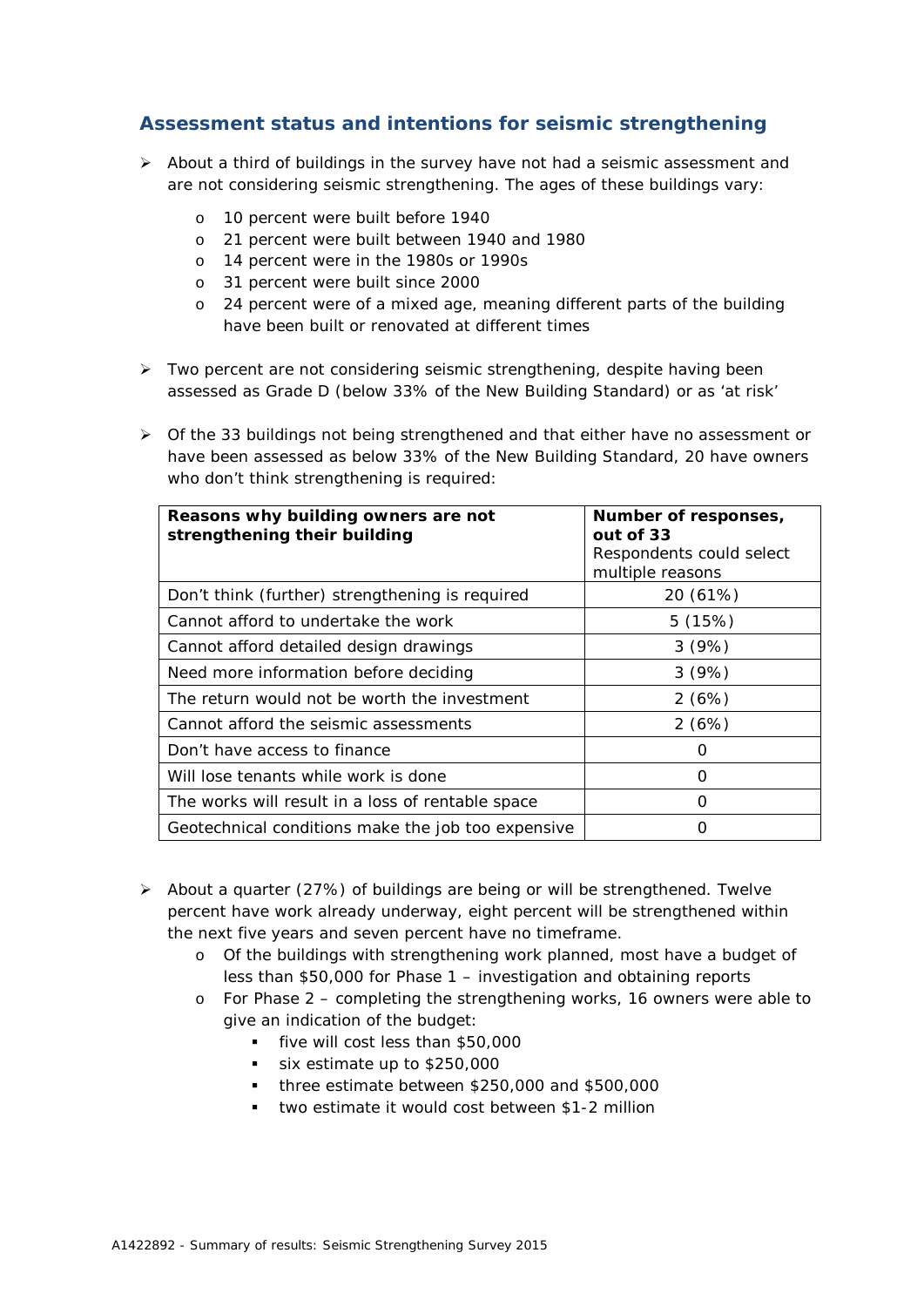## Assessment status and intentions for seismic strengthening

- About a third of buildings in the survey have not had a seismic assessment and are not considering seismic strengthening. The ages of these buildings vary:
  - 10 percent were built before 1940
  - 21 percent were built between 1940 and 1980
  - 14 percent were in the 1980s or 1990s
  - 31 percent were built since 2000
  - 24 percent were of a mixed age, meaning different parts of the building have been built or renovated at different times
- Two percent are not considering seismic strengthening, despite having been assessed as Grade D (below 33% of the New Building Standard) or as 'at risk'
- Of the 33 buildings not being strengthened and that either have no assessment or have been assessed as below 33% of the New Building Standard, 20 have owners who don't think strengthening is required:

| **Reasons why building owners are not strengthening their building** | **Number of responses, out of 33** Respondents could select multiple reasons |
|---|---|
| Don't think (further) strengthening is required | 20 (61%) |
| Cannot afford to undertake the work | 5 (15%) |
| Cannot afford detailed design drawings | 3 (9%) |
| Need more information before deciding | 3 (9%) |
| The return would not be worth the investment | 2 (6%) |
| Cannot afford the seismic assessments | 2 (6%) |
| Don't have access to finance | 0 |
| Will lose tenants while work is done | 0 |
| The works will result in a loss of rentable space | 0 |
| Geotechnical conditions make the job too expensive | 0 |

- About a quarter (27%) of buildings are being or will be strengthened. Twelve percent have work already underway, eight percent will be strengthened within the next five years and seven percent have no timeframe.
  - Of the buildings with strengthening work planned, most have a budget of less than $50,000 for Phase 1 – investigation and obtaining reports
  - For Phase 2 – completing the strengthening works, 16 owners were able to give an indication of the budget:
    - five will cost less than $50,000
    - six estimate up to $250,000
    - three estimate between $250,000 and $500,000
    - two estimate it would cost between $1-2 million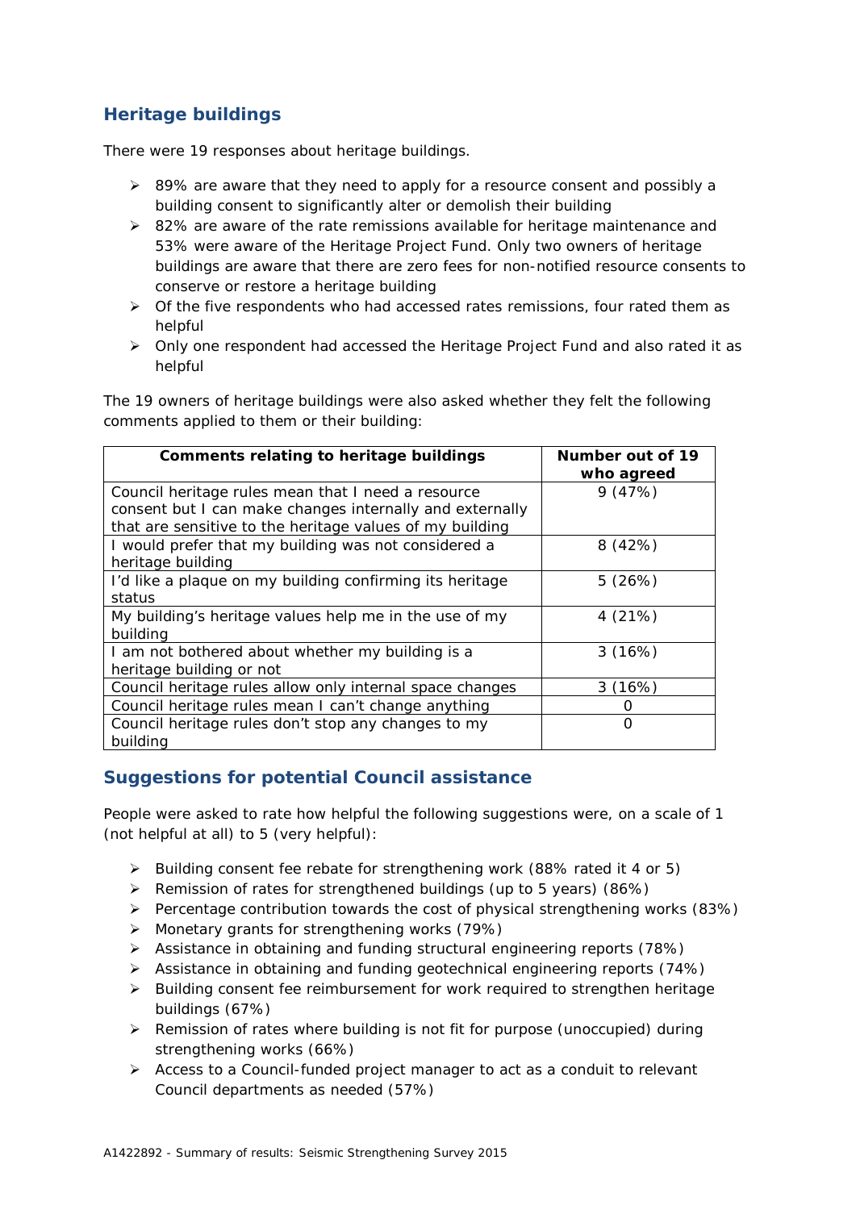## Heritage buildings

There were 19 responses about heritage buildings.

- 89% are aware that they need to apply for a resource consent and possibly a building consent to significantly alter or demolish their building
- 82% are aware of the rate remissions available for heritage maintenance and 53% were aware of the Heritage Project Fund. Only two owners of heritage buildings are aware that there are zero fees for non-notified resource consents to conserve or restore a heritage building
- Of the five respondents who had accessed rates remissions, four rated them as helpful
- Only one respondent had accessed the Heritage Project Fund and also rated it as helpful

The 19 owners of heritage buildings were also asked whether they felt the following comments applied to them or their building:

| Comments relating to heritage buildings | Number out of 19 who agreed |
|---|---|
| Council heritage rules mean that I need a resource consent but I can make changes internally and externally that are sensitive to the heritage values of my building | 9 (47%) |
| I would prefer that my building was not considered a heritage building | 8 (42%) |
| I'd like a plaque on my building confirming its heritage status | 5 (26%) |
| My building's heritage values help me in the use of my building | 4 (21%) |
| I am not bothered about whether my building is a heritage building or not | 3 (16%) |
| Council heritage rules allow only internal space changes | 3 (16%) |
| Council heritage rules mean I can't change anything | 0 |
| Council heritage rules don't stop any changes to my building | 0 |

## Suggestions for potential Council assistance

People were asked to rate how helpful the following suggestions were, on a scale of 1 (not helpful at all) to 5 (very helpful):

- Building consent fee rebate for strengthening work (88% rated it 4 or 5)
- Remission of rates for strengthened buildings (up to 5 years) (86%)
- Percentage contribution towards the cost of physical strengthening works (83%)
- Monetary grants for strengthening works (79%)
- Assistance in obtaining and funding structural engineering reports (78%)
- Assistance in obtaining and funding geotechnical engineering reports (74%)
- Building consent fee reimbursement for work required to strengthen heritage buildings (67%)
- Remission of rates where building is not fit for purpose (unoccupied) during strengthening works (66%)
- Access to a Council-funded project manager to act as a conduit to relevant Council departments as needed (57%)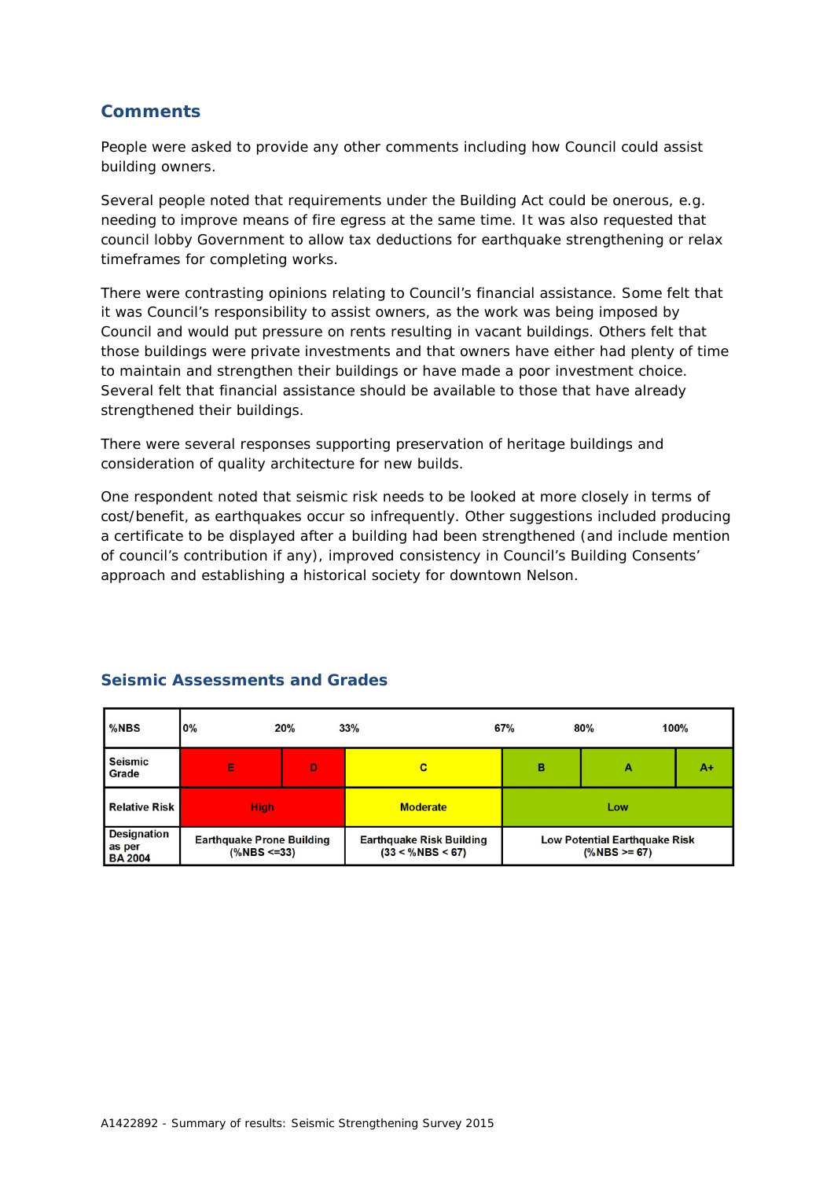## Comments

People were asked to provide any other comments including how Council could assist building owners.

Several people noted that requirements under the Building Act could be onerous, e.g. needing to improve means of fire egress at the same time. It was also requested that council lobby Government to allow tax deductions for earthquake strengthening or relax timeframes for completing works.

There were contrasting opinions relating to Council's financial assistance. Some felt that it was Council's responsibility to assist owners, as the work was being imposed by Council and would put pressure on rents resulting in vacant buildings. Others felt that those buildings were private investments and that owners have either had plenty of time to maintain and strengthen their buildings or have made a poor investment choice. Several felt that financial assistance should be available to those that have already strengthened their buildings.

There were several responses supporting preservation of heritage buildings and consideration of quality architecture for new builds.

One respondent noted that seismic risk needs to be looked at more closely in terms of cost/benefit, as earthquakes occur so infrequently. Other suggestions included producing a certificate to be displayed after a building had been strengthened (and include mention of council's contribution if any), improved consistency in Council's Building Consents' approach and establishing a historical society for downtown Nelson.

## Seismic Assessments and Grades

| %NBS | 0% | 20% | 33% | 67% | 80% | 100% |
|---|---|---|---|---|---|---|
| Seismic Grade | E | D | C | B | A | A+ |
| Relative Risk | High | | Moderate | Low | | |
| Designation as per BA 2004 | Earthquake Prone Building (%NBS <=33) | | Earthquake Risk Building (33 < %NBS < 67) | Low Potential Earthquake Risk (%NBS >= 67) | | |